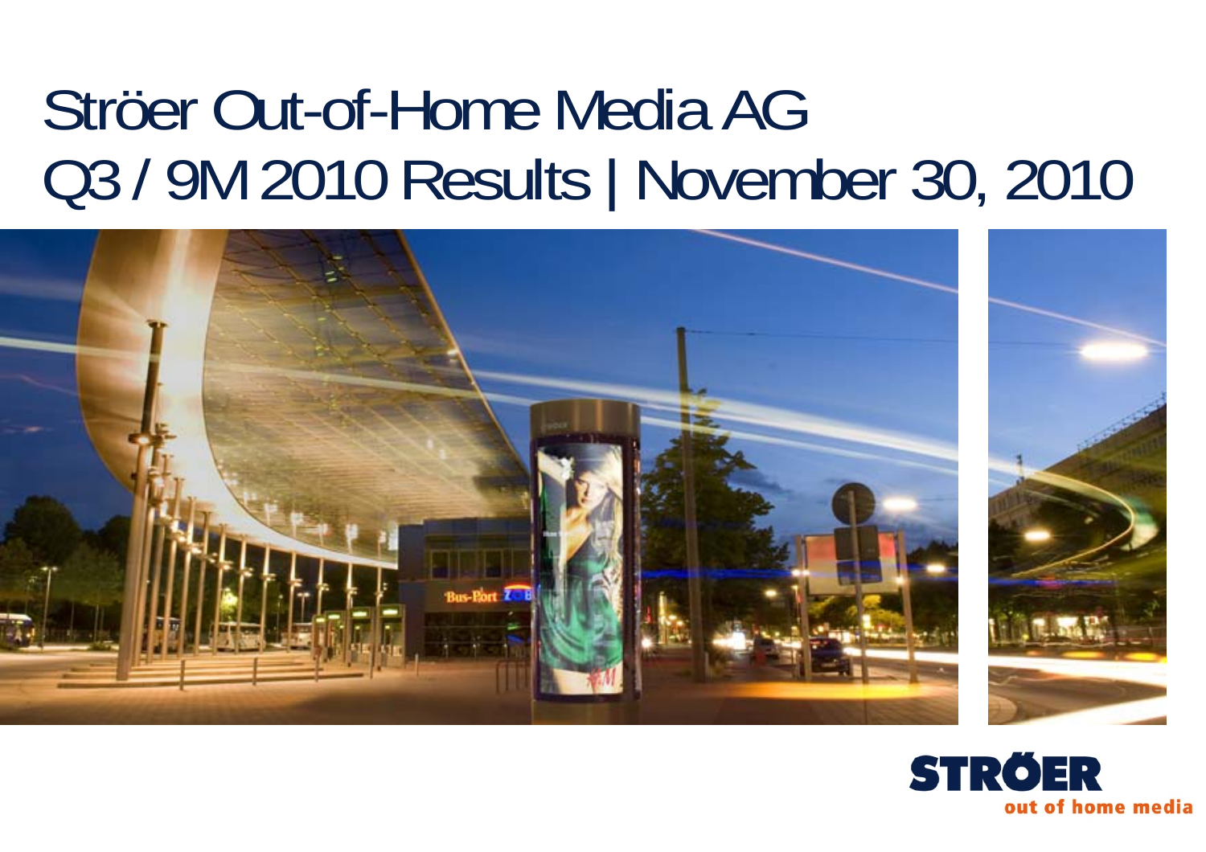# Ströer Out-of-Home Media AG

# Q3 / 9M 2010 Results | November 30, 2010

STRÖER

out of home media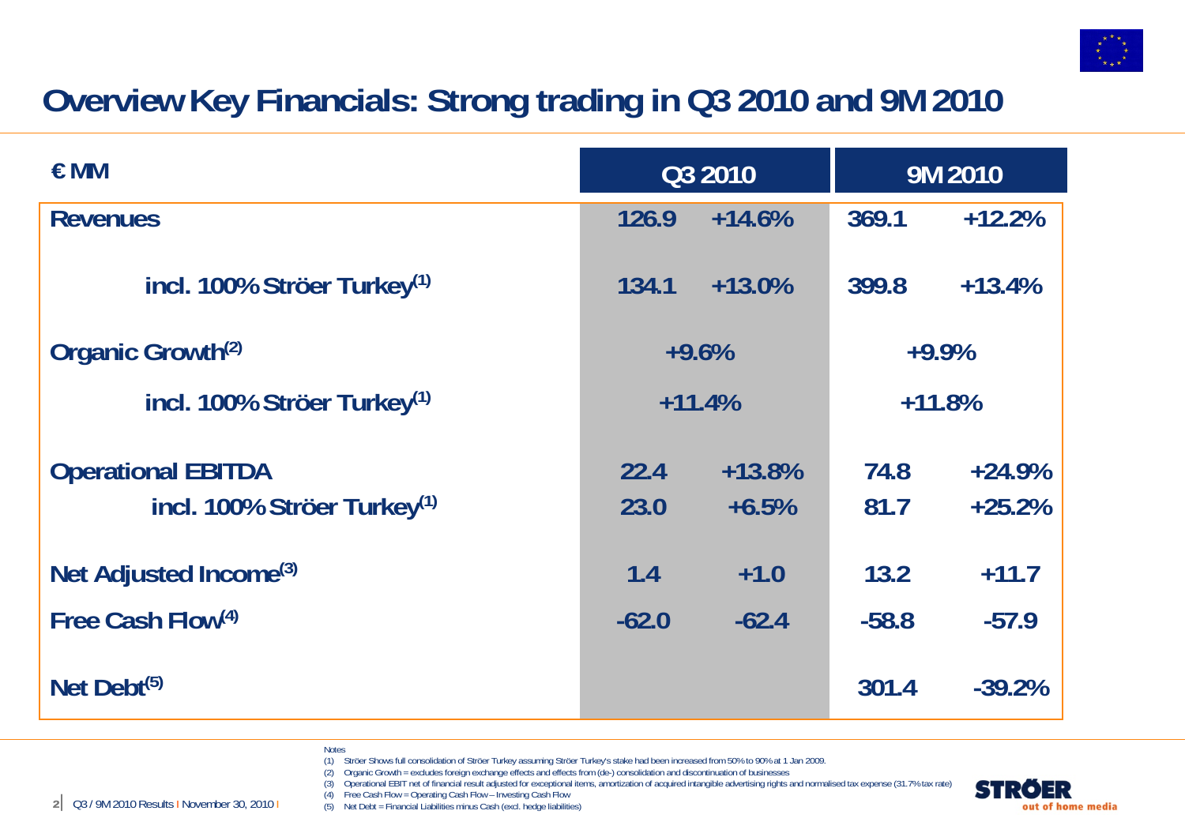# Overview Key Financials: Strong trading in Q3 2010 and 9M 2010

| € MM | Q3 2010 | | 9M 2010 | |
|---|---|---|---|---|
| **Revenues** | 126.9 | +14.6% | 369.1 | +12.2% |
| incl. 100% Ströer Turkey[1] | 134.1 | +13.0% | 399.8 | +13.4% |
| **Organic Growth[2]** | +9.6% | | +9.9% | |
| incl. 100% Ströer Turkey[1] | +11.4% | | +11.8% | |
| **Operational EBITDA** | 22.4 | +13.8% | 74.8 | +24.9% |
| incl. 100% Ströer Turkey[1] | 23.0 | +6.5% | 81.7 | +25.2% |
| **Net Adjusted Income[3]** | 1.4 | +1.0 | 13.2 | +11.7 |
| **Free Cash Flow[4]** | -62.0 | -62.4 | -58.8 | -57.9 |
| **Net Debt[5]** | | | 301.4 | -39.2% |

Notes

(1) Ströer Shows full consolidation of Ströer Turkey assuming Ströer Turkey's stake had been increased from 50% to 90% at 1 Jan 2009.

(2) Organic Growth = excludes foreign exchange effects and effects from (de-) consolidation and discontinuation of businesses

(3) Operational EBIT net of financial result adjusted for exceptional items, amortization of acquired intangible advertising rights and normalised tax expense (31.7% tax rate)

(4) Free Cash Flow = Operating Cash Flow – Investing Cash Flow

(5) Net Debt = Financial Liabilities minus Cash (excl. hedge liabilities)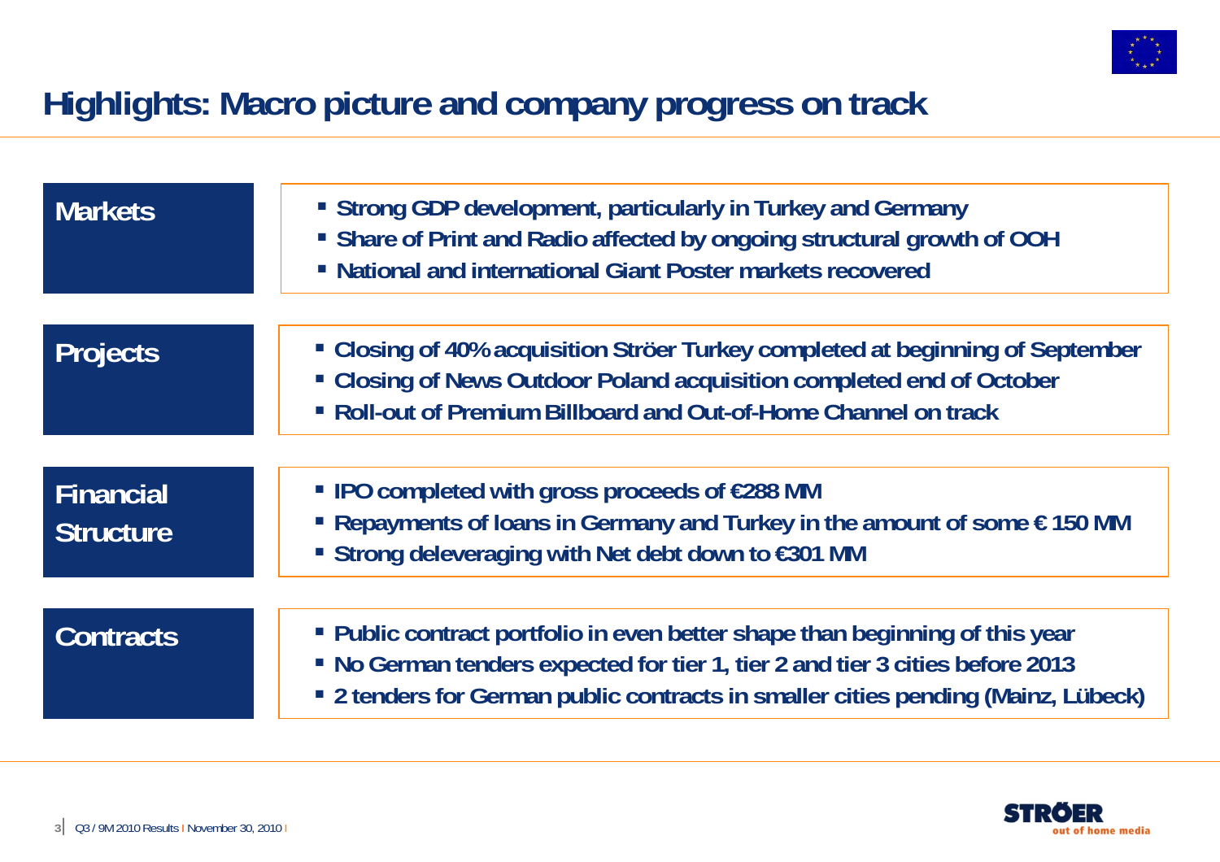# Highlights: Macro picture and company progress on track

## Markets

- Strong GDP development, particularly in Turkey and Germany
- Share of Print and Radio affected by ongoing structural growth of OOH
- National and international Giant Poster markets recovered

## Projects

- Closing of 40% acquisition Ströer Turkey completed at beginning of September
- Closing of News Outdoor Poland acquisition completed end of October
- Roll-out of Premium Billboard and Out-of-Home Channel on track

## Financial Structure

- IPO completed with gross proceeds of €288 MM
- Repayments of loans in Germany and Turkey in the amount of some € 150 MM
- Strong deleveraging with Net debt down to €301 MM

## Contracts

- Public contract portfolio in even better shape than beginning of this year
- No German tenders expected for tier 1, tier 2 and tier 3 cities before 2013
- 2 tenders for German public contracts in smaller cities pending (Mainz, Lübeck)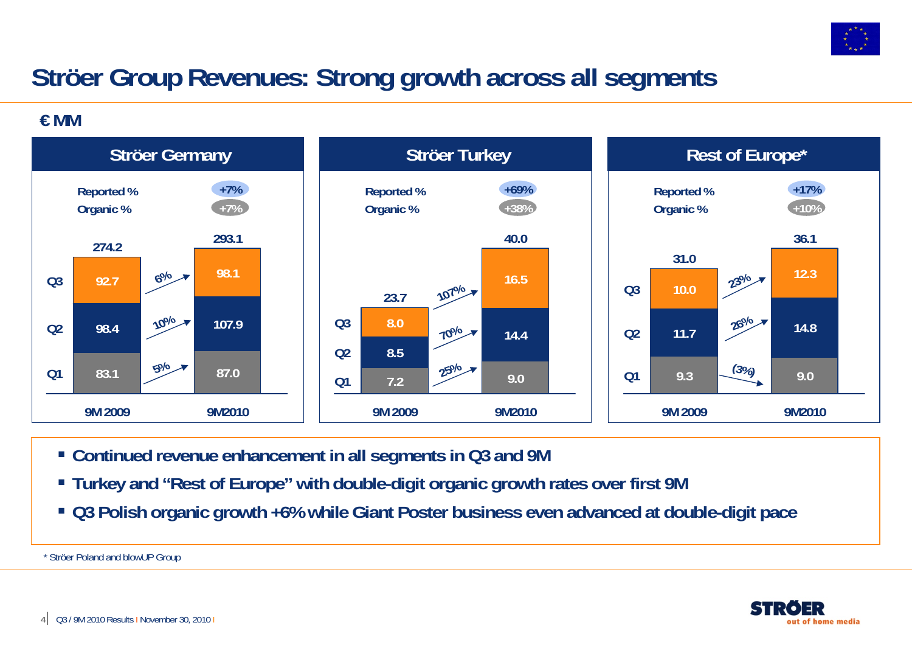# Ströer Group Revenues: Strong growth across all segments

€ MM

## Ströer Germany

| | 9M 2009 | Growth | 9M2010 |
|---|---|---|---|
| Q1 | 83.1 | 5% | 87.0 |
| Q2 | 98.4 | 10% | 107.9 |
| Q3 | 92.7 | 6% | 98.1 |
| Total | 274.2 | | 293.1 |

Reported %: +7%
Organic %: +7%

## Ströer Turkey

| | 9M 2009 | Growth | 9M2010 |
|---|---|---|---|
| Q1 | 7.2 | 25% | 9.0 |
| Q2 | 8.5 | 70% | 14.4 |
| Q3 | 8.0 | 107% | 16.5 |
| Total | 23.7 | | 40.0 |

Reported %: +69%
Organic %: +38%

## Rest of Europe*

| | 9M 2009 | Growth | 9M2010 |
|---|---|---|---|
| Q1 | 9.3 | (3%) | 9.0 |
| Q2 | 11.7 | 26% | 14.8 |
| Q3 | 10.0 | 23% | 12.3 |
| Total | 31.0 | | 36.1 |

Reported %: +17%
Organic %: +10%

- **Continued revenue enhancement in all segments in Q3 and 9M**
- **Turkey and "Rest of Europe" with double-digit organic growth rates over first 9M**
- **Q3 Polish organic growth +6% while Giant Poster business even advanced at double-digit pace**

\* Ströer Poland and blowUP Group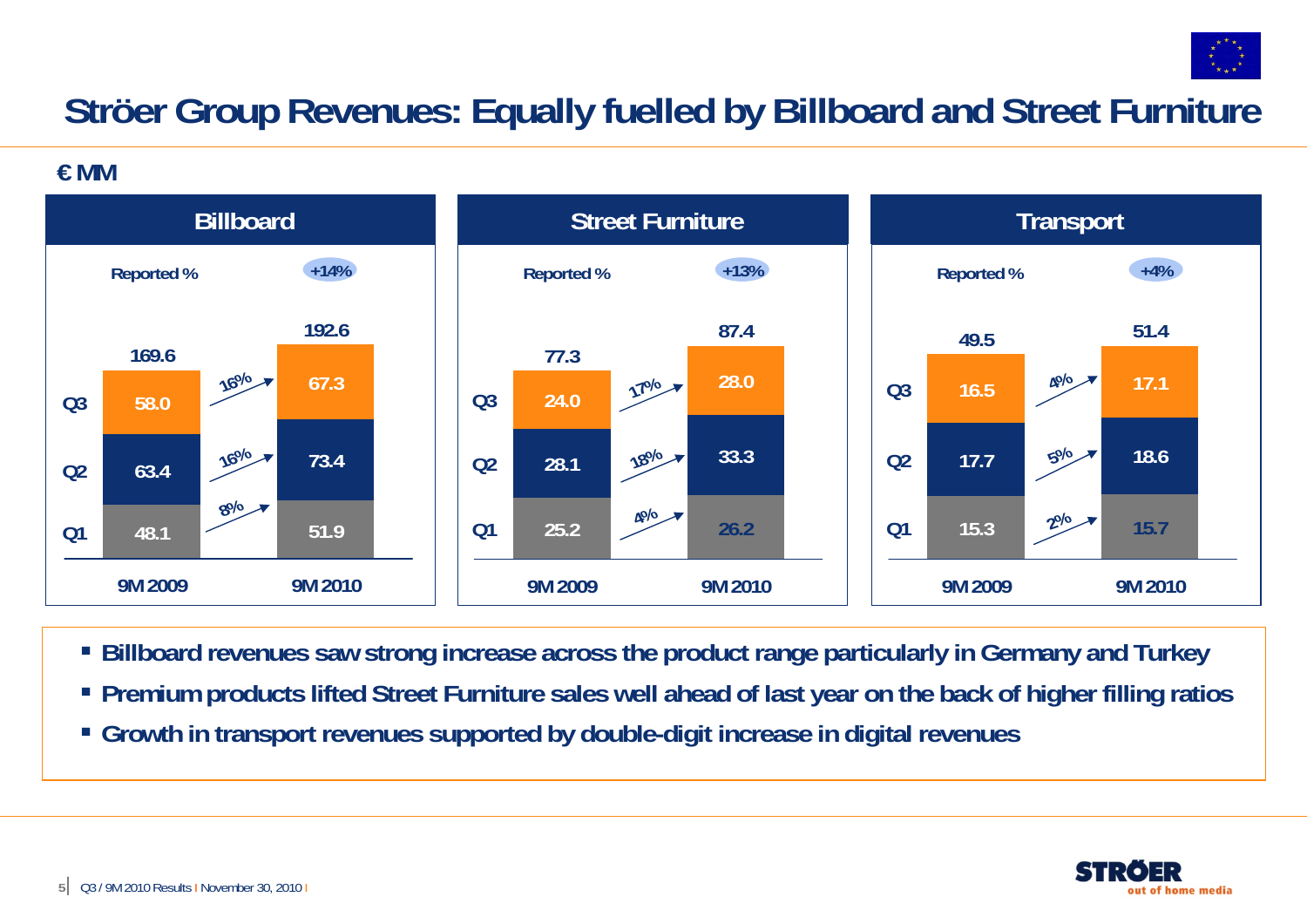# Ströer Group Revenues: Equally fuelled by Billboard and Street Furniture

€ MM

## Billboard

Reported %: +14%

| | 9M 2009 | Growth | 9M 2010 |
|---|---|---|---|
| Q1 | 48.1 | 8% | 51.9 |
| Q2 | 63.4 | 16% | 73.4 |
| Q3 | 58.0 | 16% | 67.3 |
| Total | 169.6 | | 192.6 |

## Street Furniture

Reported %: +13%

| | 9M 2009 | Growth | 9M 2010 |
|---|---|---|---|
| Q1 | 25.2 | 4% | 26.2 |
| Q2 | 28.1 | 18% | 33.3 |
| Q3 | 24.0 | 17% | 28.0 |
| Total | 77.3 | | 87.4 |

## Transport

Reported %: +4%

| | 9M 2009 | Growth | 9M 2010 |
|---|---|---|---|
| Q1 | 15.3 | 2% | 15.7 |
| Q2 | 17.7 | 5% | 18.6 |
| Q3 | 16.5 | 4% | 17.1 |
| Total | 49.5 | | 51.4 |

- **Billboard revenues saw strong increase across the product range particularly in Germany and Turkey**
- **Premium products lifted Street Furniture sales well ahead of last year on the back of higher filling ratios**
- **Growth in transport revenues supported by double-digit increase in digital revenues**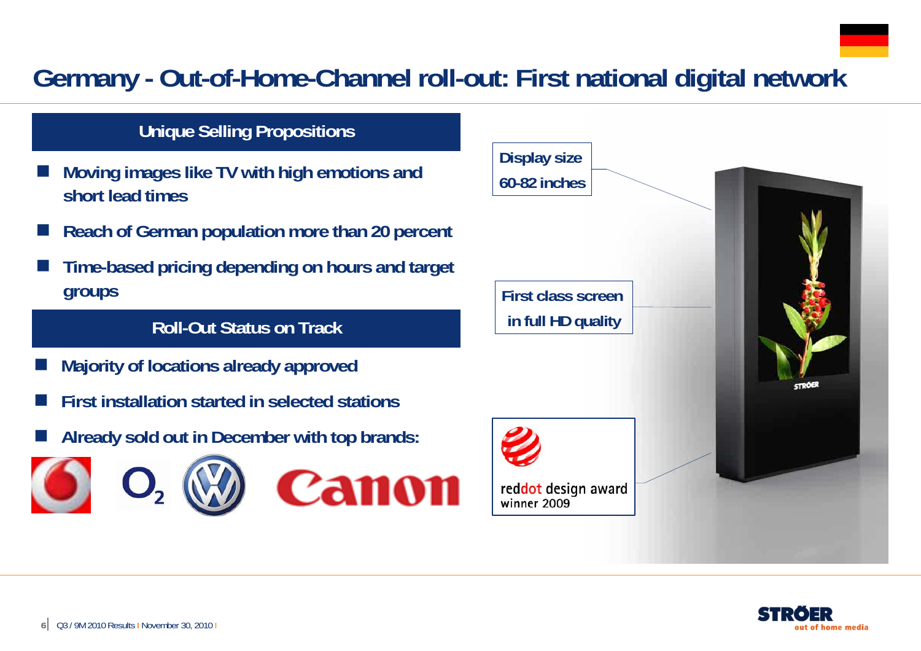# Germany - Out-of-Home-Channel roll-out: First national digital network

## Unique Selling Propositions

- Moving images like TV with high emotions and short lead times
- Reach of German population more than 20 percent
- Time-based pricing depending on hours and target groups

## Roll-Out Status on Track

- Majority of locations already approved
- First installation started in selected stations
- Already sold out in December with top brands:

Display size 60-82 inches

First class screen in full HD quality

reddot design award winner 2009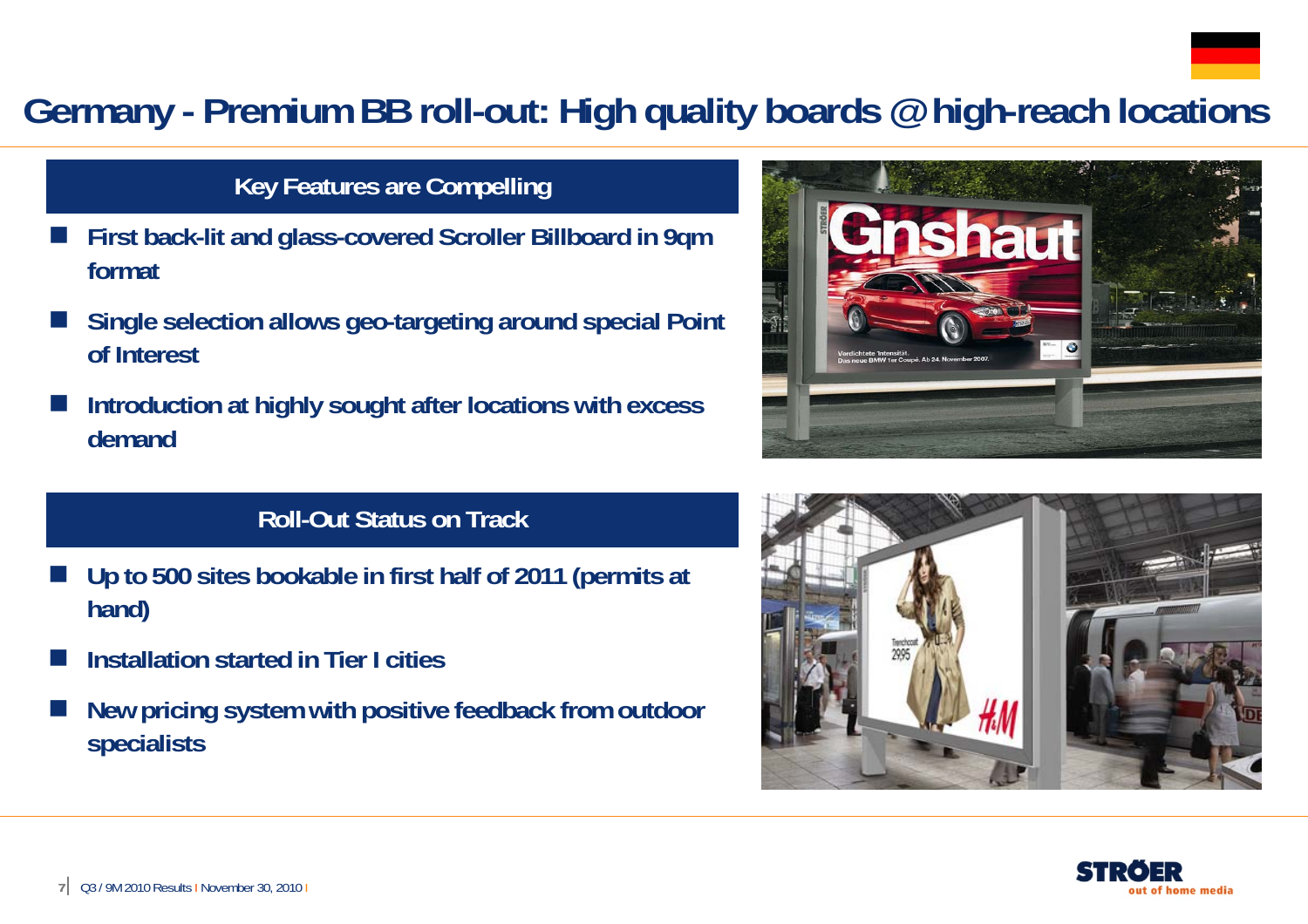# Germany - Premium BB roll-out: High quality boards @ high-reach locations

## Key Features are Compelling

- First back-lit and glass-covered Scroller Billboard in 9qm format
- Single selection allows geo-targeting around special Point of Interest
- Introduction at highly sought after locations with excess demand

## Roll-Out Status on Track

- Up to 500 sites bookable in first half of 2011 (permits at hand)
- Installation started in Tier I cities
- New pricing system with positive feedback from outdoor specialists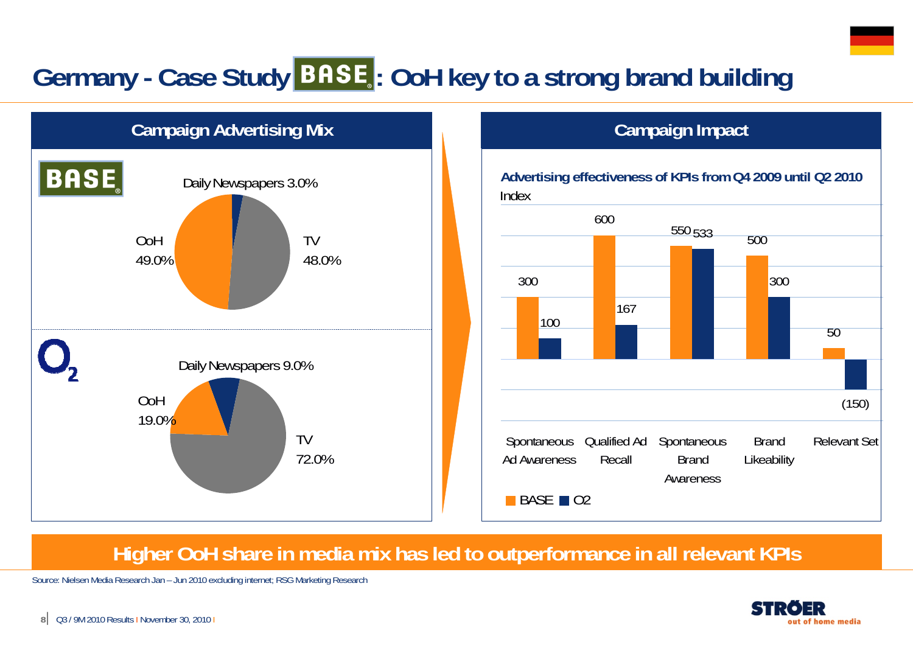# Germany - Case Study BASE: OoH key to a strong brand building

## Campaign Advertising Mix

**BASE**

| Medium | Share |
| --- | --- |
| Daily Newspapers | 3.0% |
| TV | 48.0% |
| OoH | 49.0% |

**O2**

| Medium | Share |
| --- | --- |
| Daily Newspapers | 9.0% |
| TV | 72.0% |
| OoH | 19.0% |

## Campaign Impact

**Advertising effectiveness of KPIs from Q4 2009 until Q2 2010**

Index

| KPI | BASE | O2 |
| --- | --- | --- |
| Spontaneous Ad Awareness | 300 | 100 |
| Qualified Ad Recall | 600 | 167 |
| Spontaneous Brand Awareness | 550 | 533 |
| Brand Likeability | 500 | 300 |
| Relevant Set | 50 | (150) |

**Higher OoH share in media mix has led to outperformance in all relevant KPIs**

Source: Nielsen Media Research Jan – Jun 2010 excluding internet; RSG Marketing Research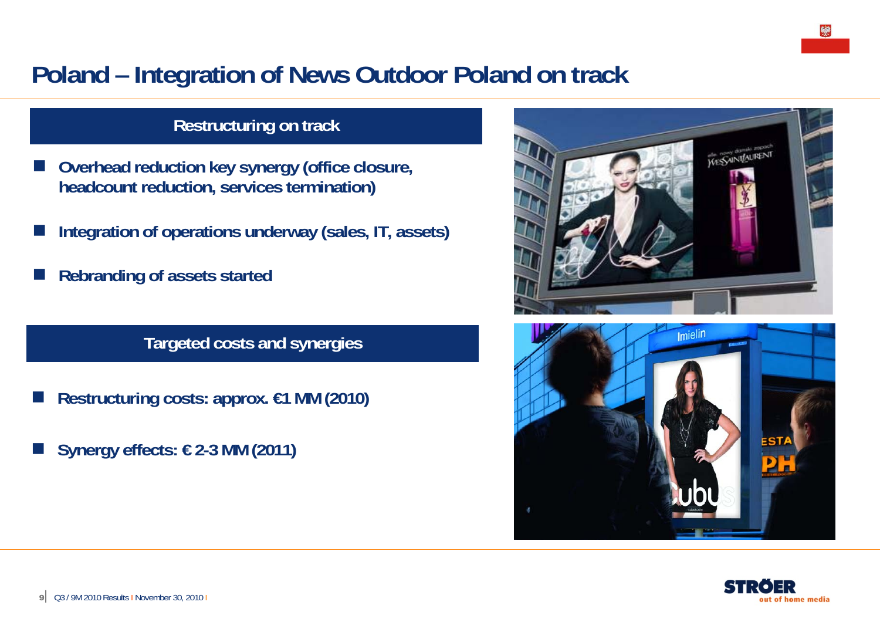# Poland – Integration of News Outdoor Poland on track

## Restructuring on track

- **Overhead reduction key synergy (office closure, headcount reduction, services termination)**
- **Integration of operations underway (sales, IT, assets)**
- **Rebranding of assets started**

## Targeted costs and synergies

- **Restructuring costs: approx. €1 MM (2010)**
- **Synergy effects: € 2-3 MM (2011)**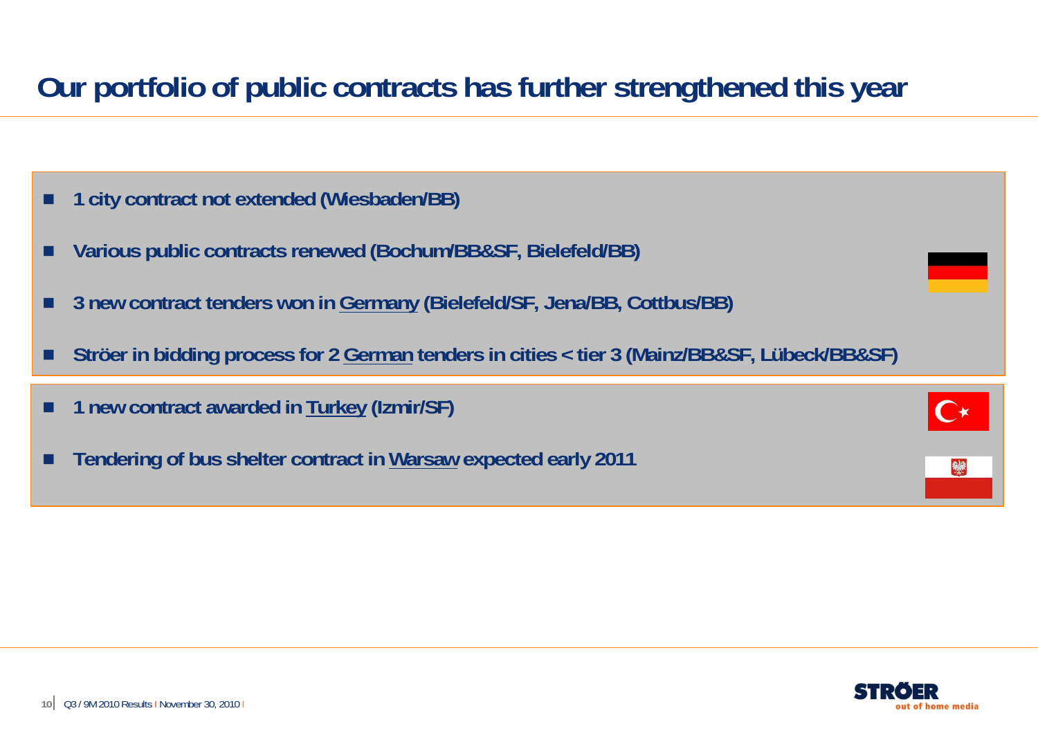# Our portfolio of public contracts has further strengthened this year

- 1 city contract not extended (Wiesbaden/BB)
- Various public contracts renewed (Bochum/BB&SF, Bielefeld/BB)
- 3 new contract tenders won in Germany (Bielefeld/SF, Jena/BB, Cottbus/BB)
- Ströer in bidding process for 2 German tenders in cities < tier 3 (Mainz/BB&SF, Lübeck/BB&SF)

- 1 new contract awarded in Turkey (Izmir/SF)
- Tendering of bus shelter contract in Warsaw expected early 2011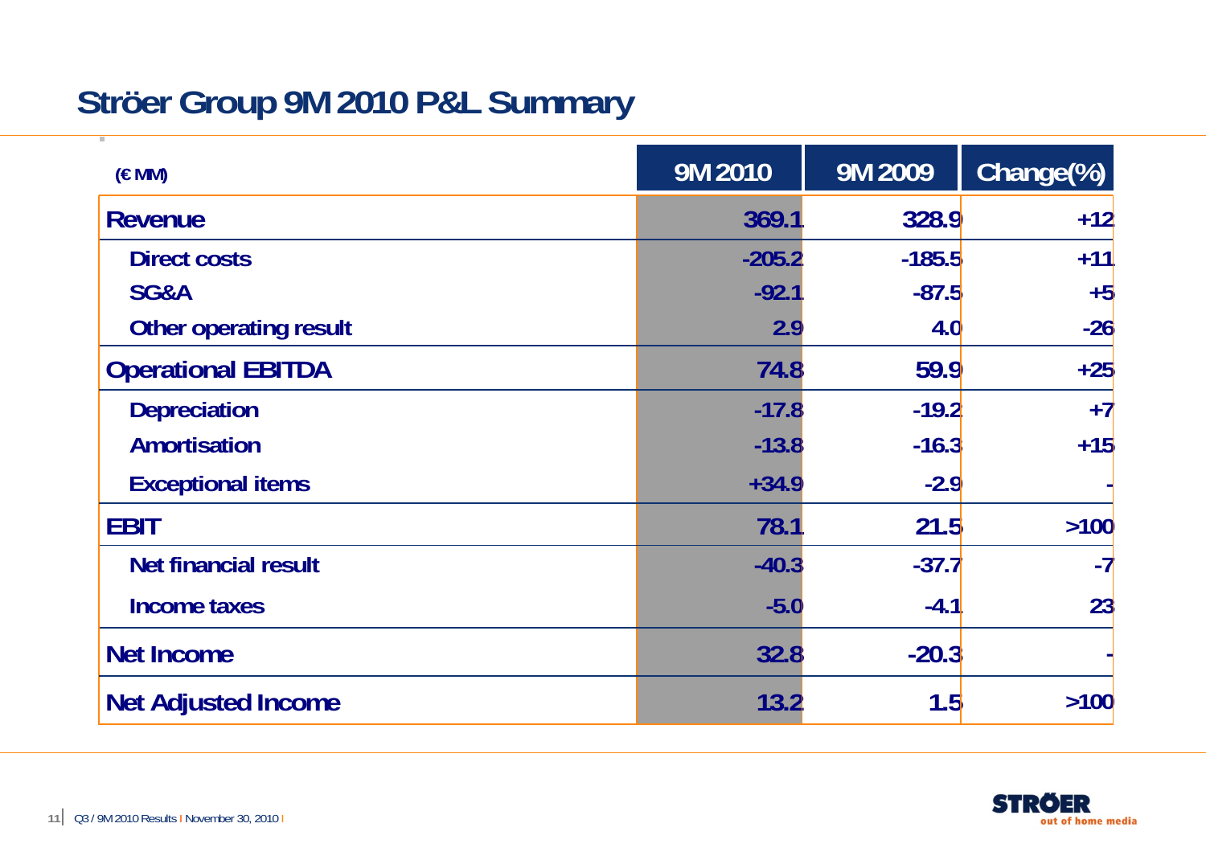# Ströer Group 9M 2010 P&L Summary

| (€ MM) | 9M 2010 | 9M 2009 | Change(%) |
|---|---|---|---|
| **Revenue** | 369.1 | 328.9 | +12 |
| Direct costs | -205.2 | -185.5 | +11 |
| SG&A | -92.1 | -87.5 | +5 |
| Other operating result | 2.9 | 4.0 | -26 |
| **Operational EBITDA** | 74.8 | 59.9 | +25 |
| Depreciation | -17.8 | -19.2 | +7 |
| Amortisation | -13.8 | -16.3 | +15 |
| Exceptional items | +34.9 | -2.9 | - |
| **EBIT** | 78.1 | 21.5 | >100 |
| Net financial result | -40.3 | -37.7 | -7 |
| Income taxes | -5.0 | -4.1 | 23 |
| **Net Income** | 32.8 | -20.3 | - |
| **Net Adjusted Income** | 13.2 | 1.5 | >100 |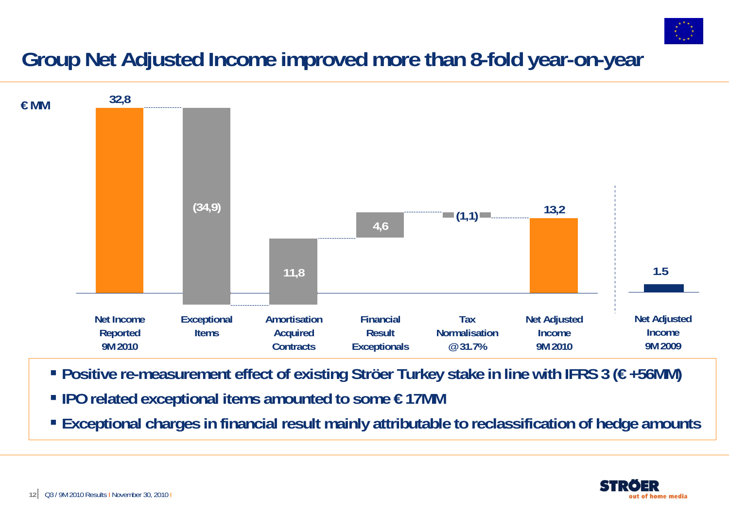# Group Net Adjusted Income improved more than 8-fold year-on-year

€ MM

| | Net Income Reported 9M 2010 | Exceptional Items | Amortisation Acquired Contracts | Financial Result Exceptionals | Tax Normalisation @ 31.7% | Net Adjusted Income 9M 2010 | Net Adjusted Income 9M 2009 |
|---|---|---|---|---|---|---|---|
| € MM | 32,8 | (34,9) | 11,8 | 4,6 | (1,1) | 13,2 | 1.5 |

- Positive re-measurement effect of existing Ströer Turkey stake in line with IFRS 3 (€ +56MM)
- IPO related exceptional items amounted to some € 17MM
- Exceptional charges in financial result mainly attributable to reclassification of hedge amounts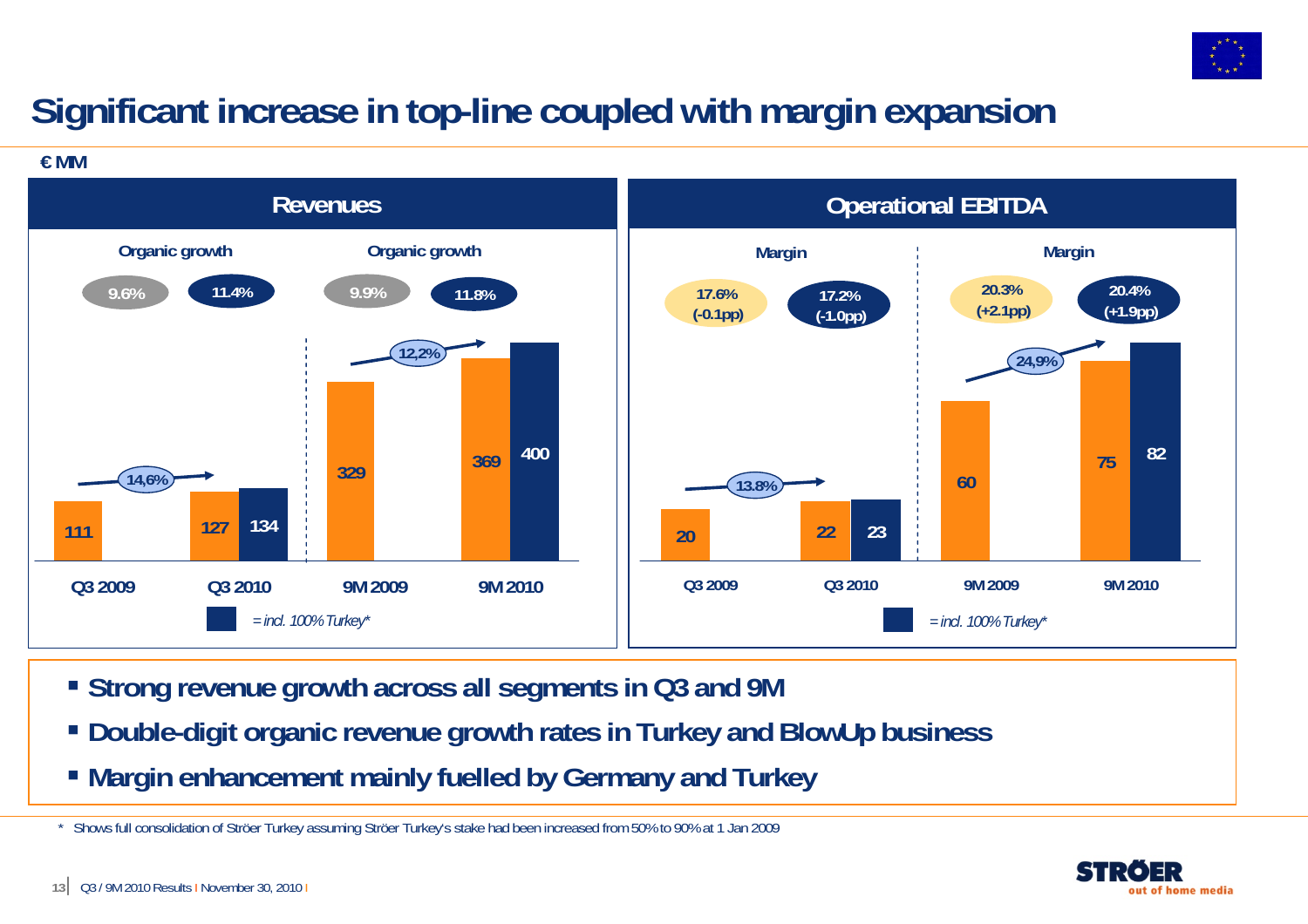# Significant increase in top-line coupled with margin expansion

€ MM

## Revenues

| | Q3 2009 | Q3 2010 | 9M 2009 | 9M 2010 |
|---|---|---|---|---|
| Revenues | 111 | 127 | 329 | 369 |
| = incl. 100% Turkey* | | 134 | | 400 |
| Organic growth | 9.6% | 11.4% | 9.9% | 11.8% |

Growth Q3 2009 → Q3 2010: 14,6%
Growth 9M 2009 → 9M 2010: 12,2%

## Operational EBITDA

| | Q3 2009 | Q3 2010 | 9M 2009 | 9M 2010 |
|---|---|---|---|---|
| Operational EBITDA | 20 | 22 | 60 | 75 |
| = incl. 100% Turkey* | | 23 | | 82 |
| Margin | 17.6% (-0.1pp) | 17.2% (-1.0pp) | 20.3% (+2.1pp) | 20.4% (+1.9pp) |

Growth Q3 2009 → Q3 2010: 13.8%
Growth 9M 2009 → 9M 2010: 24,9%

- **Strong revenue growth across all segments in Q3 and 9M**
- **Double-digit organic revenue growth rates in Turkey and BlowUp business**
- **Margin enhancement mainly fuelled by Germany and Turkey**

\* Shows full consolidation of Ströer Turkey assuming Ströer Turkey's stake had been increased from 50% to 90% at 1 Jan 2009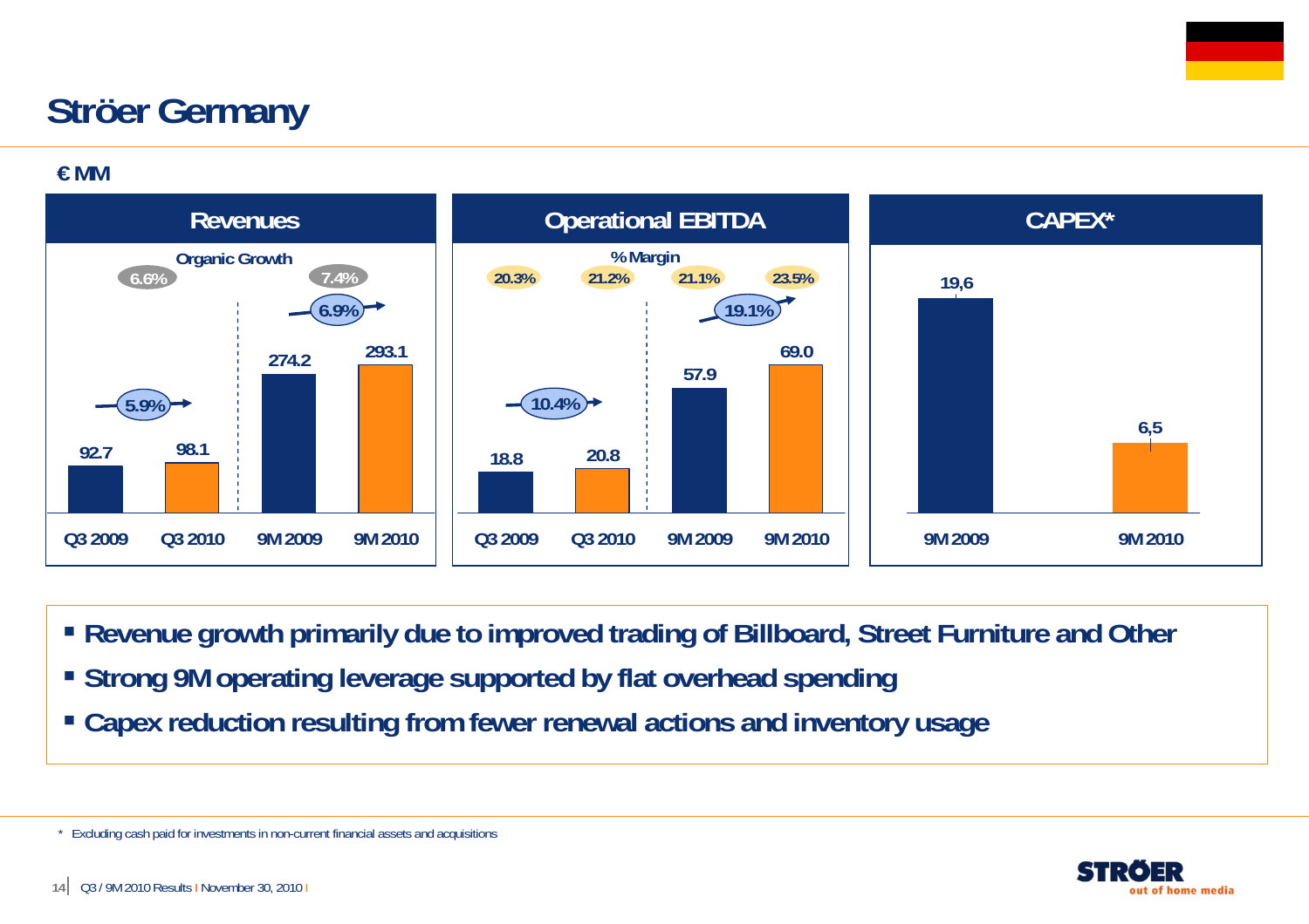# Ströer Germany

€ MM

## Revenues

| | Q3 2009 | Q3 2010 | 9M 2009 | 9M 2010 |
|---|---|---|---|---|
| Revenues | 92.7 | 98.1 | 274.2 | 293.1 |
| Organic Growth | 6.6% | | 7.4% | |
| Growth | 5.9% | | 6.9% | |

## Operational EBITDA

| | Q3 2009 | Q3 2010 | 9M 2009 | 9M 2010 |
|---|---|---|---|---|
| Operational EBITDA | 18.8 | 20.8 | 57.9 | 69.0 |
| % Margin | 20.3% | 21.2% | 21.1% | 23.5% |
| Growth | 10.4% | | 19.1% | |

## CAPEX*

| | 9M 2009 | 9M 2010 |
|---|---|---|
| CAPEX* | 19,6 | 6,5 |

- Revenue growth primarily due to improved trading of Billboard, Street Furniture and Other
- Strong 9M operating leverage supported by flat overhead spending
- Capex reduction resulting from fewer renewal actions and inventory usage

\* Excluding cash paid for investments in non-current financial assets and acquisitions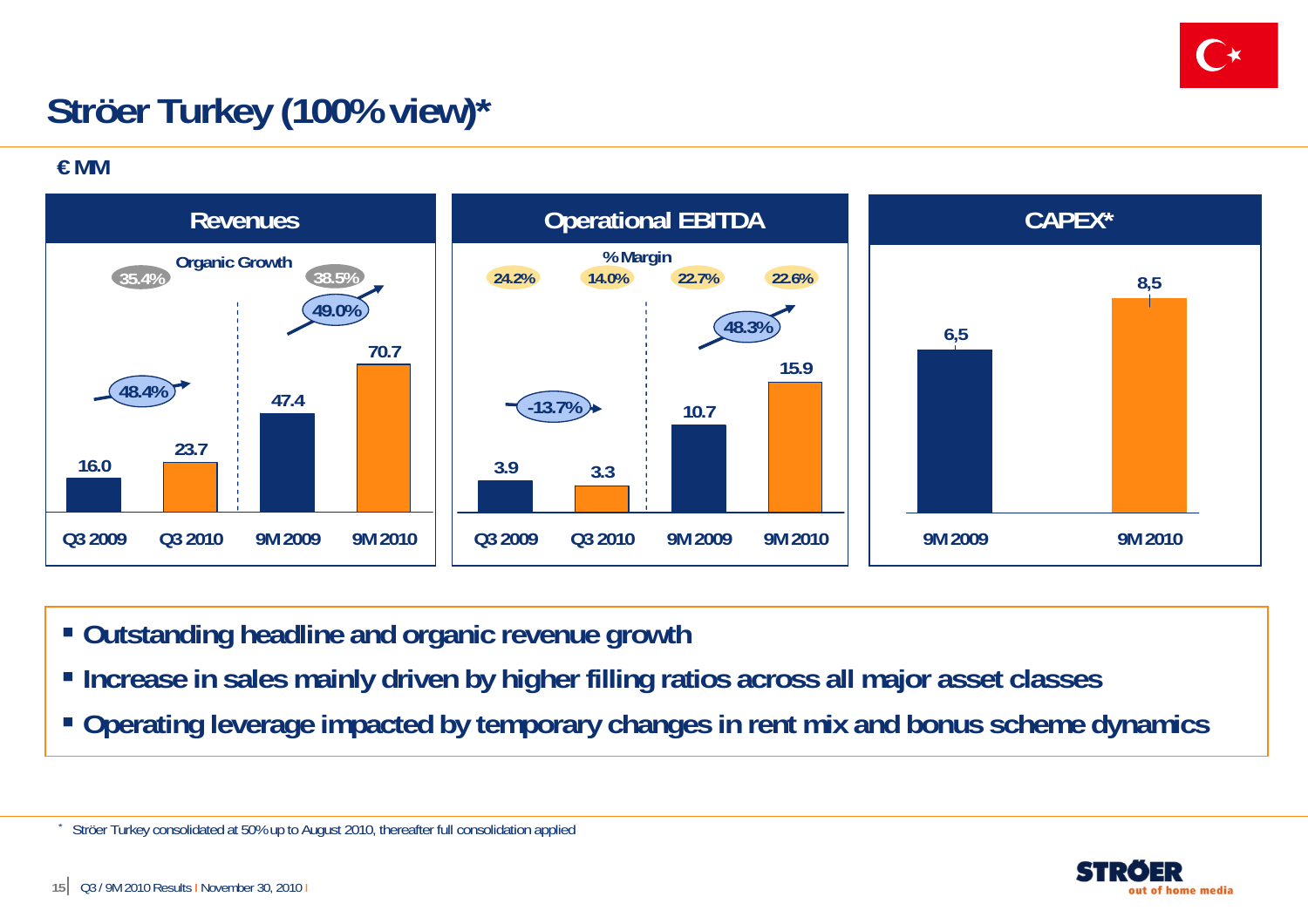# Ströer Turkey (100% view)*

€ MM

## Revenues

| | Q3 2009 | Q3 2010 | 9M 2009 | 9M 2010 |
|---|---|---|---|---|
| Revenues | 16.0 | 23.7 | 47.4 | 70.7 |

Growth: Q3 48.4%; 9M 49.0%

Organic Growth: Q3 35.4%; 9M 38.5%

## Operational EBITDA

| | Q3 2009 | Q3 2010 | 9M 2009 | 9M 2010 |
|---|---|---|---|---|
| Operational EBITDA | 3.9 | 3.3 | 10.7 | 15.9 |
| % Margin | 24.2% | 14.0% | 22.7% | 22.6% |

Growth: Q3 -13.7%; 9M 48.3%

## CAPEX*

| | 9M 2009 | 9M 2010 |
|---|---|---|
| CAPEX | 6,5 | 8,5 |

- Outstanding headline and organic revenue growth
- Increase in sales mainly driven by higher filling ratios across all major asset classes
- Operating leverage impacted by temporary changes in rent mix and bonus scheme dynamics

* Ströer Turkey consolidated at 50% up to August 2010, thereafter full consolidation applied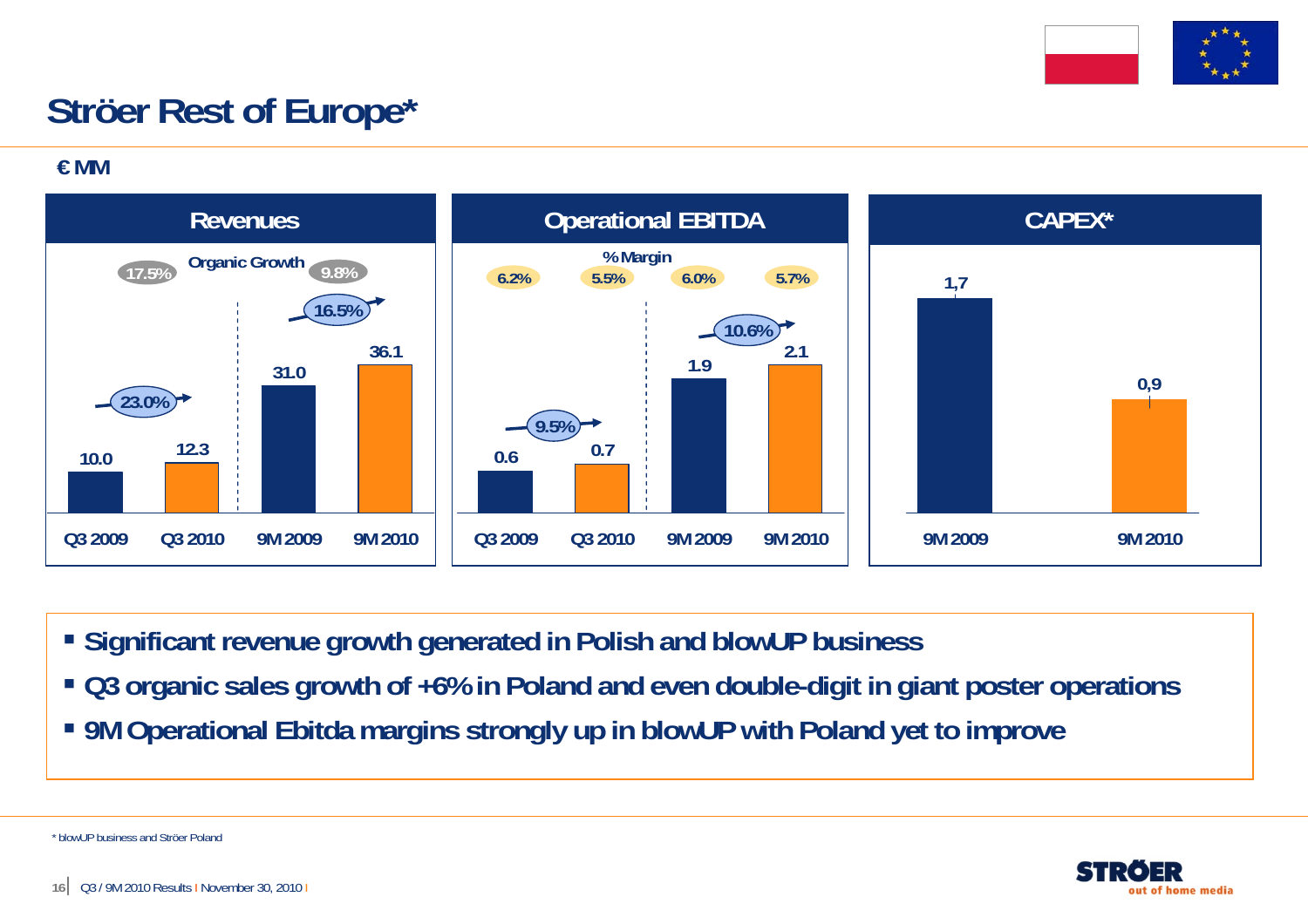# Ströer Rest of Europe*

€ MM

## Revenues

Organic Growth: 17.5% (Q3), 9.8% (9M)

| | Q3 2009 | Q3 2010 | 9M 2009 | 9M 2010 |
|---|---|---|---|---|
| Revenues | 10.0 | 12.3 | 31.0 | 36.1 |
| Growth | | 23.0% | | 16.5% |

## Operational EBITDA

| | Q3 2009 | Q3 2010 | 9M 2009 | 9M 2010 |
|---|---|---|---|---|
| Operational EBITDA | 0.6 | 0.7 | 1.9 | 2.1 |
| % Margin | 6.2% | 5.5% | 6.0% | 5.7% |
| Growth | | 9.5% | | 10.6% |

## CAPEX*

| | 9M 2009 | 9M 2010 |
|---|---|---|
| CAPEX | 1,7 | 0,9 |

- Significant revenue growth generated in Polish and blowUP business
- Q3 organic sales growth of +6% in Poland and even double-digit in giant poster operations
- 9M Operational Ebitda margins strongly up in blowUP with Poland yet to improve

\* blowUP business and Ströer Poland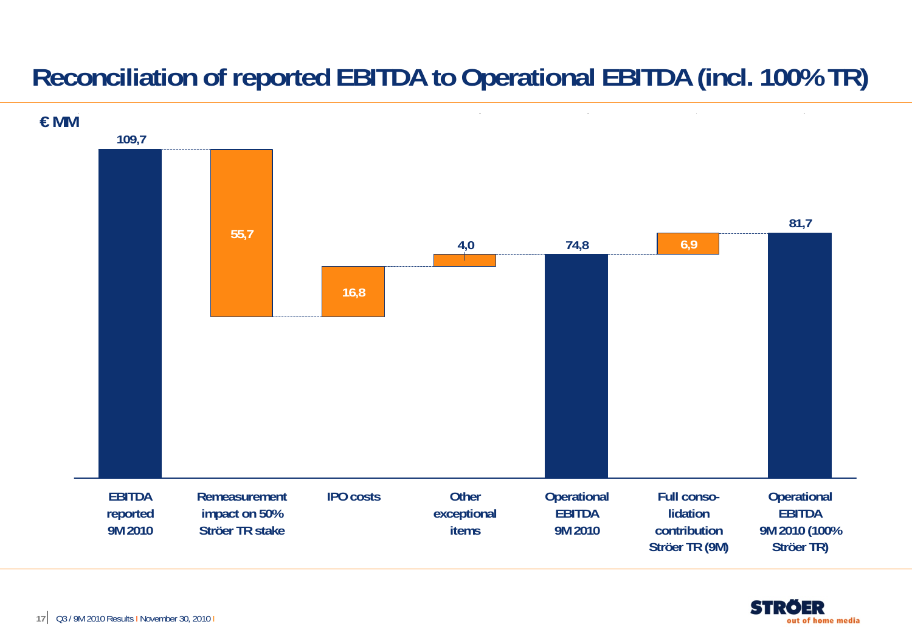# Reconciliation of reported EBITDA to Operational EBITDA (incl. 100% TR)

€ MM

| | € MM |
|---|---|
| EBITDA reported 9M 2010 | 109,7 |
| Remeasurement impact on 50% Ströer TR stake | 55,7 |
| IPO costs | 16,8 |
| Other exceptional items | 4,0 |
| Operational EBITDA 9M 2010 | 74,8 |
| Full conso-lidation contribution Ströer TR (9M) | 6,9 |
| Operational EBITDA 9M 2010 (100% Ströer TR) | 81,7 |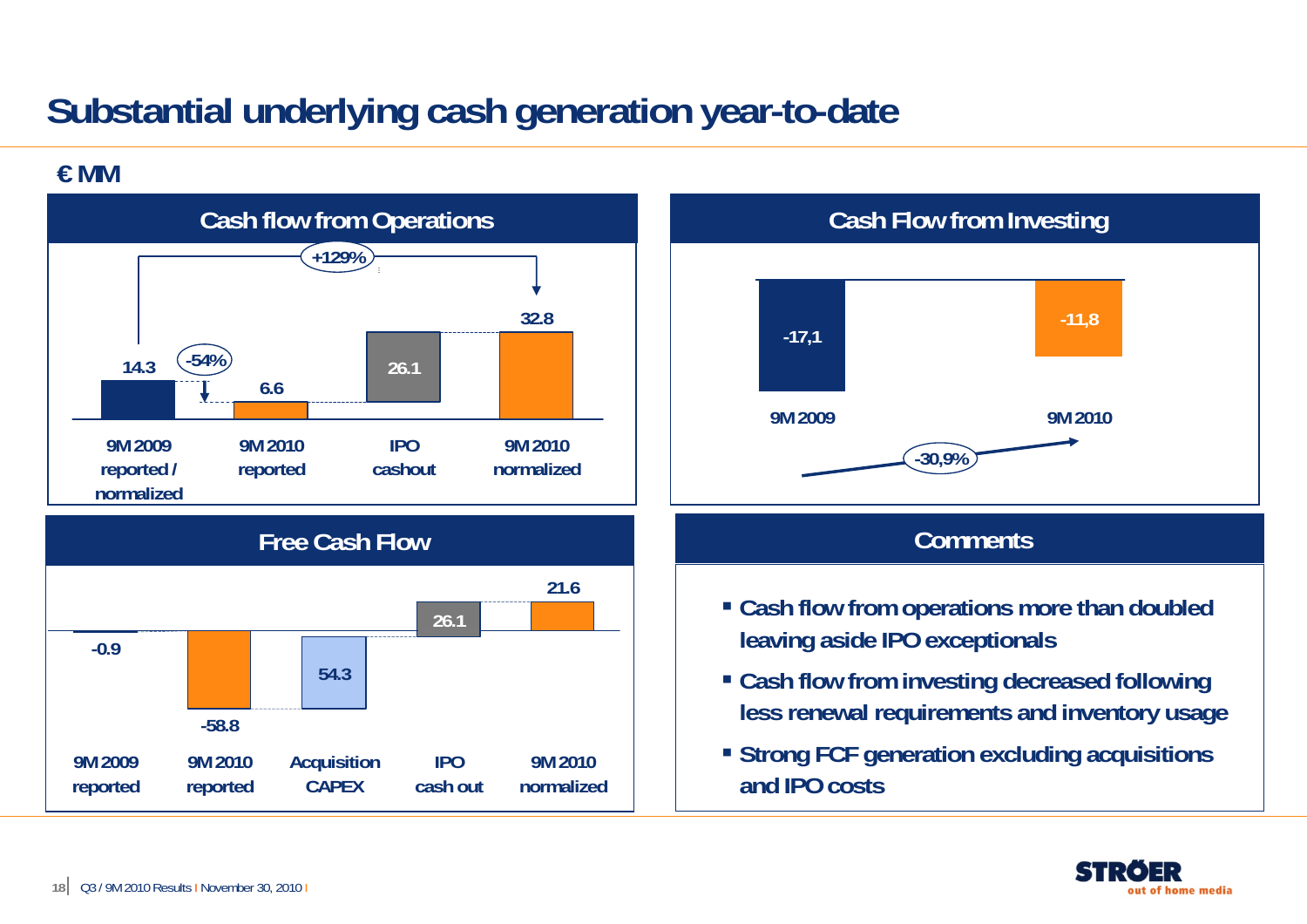# Substantial underlying cash generation year-to-date

€ MM

## Cash flow from Operations

| 9M 2009 reported / normalized | 9M 2010 reported | IPO cashout | 9M 2010 normalized |
|---|---|---|---|
| 14.3 | 6.6 | 26.1 | 32.8 |

- 9M 2009 → 9M 2010 reported: -54%
- 9M 2009 → 9M 2010 normalized: +129%

## Cash Flow from Investing

| 9M 2009 | 9M 2010 |
|---|---|
| -17,1 | -11,8 |

- Change: -30,9%

## Free Cash Flow

| 9M 2009 reported | 9M 2010 reported | Acquisition CAPEX | IPO cash out | 9M 2010 normalized |
|---|---|---|---|---|
| -0.9 | -58.8 | 54.3 | 26.1 | 21.6 |

## Comments

- Cash flow from operations more than doubled leaving aside IPO exceptionals
- Cash flow from investing decreased following less renewal requirements and inventory usage
- Strong FCF generation excluding acquisitions and IPO costs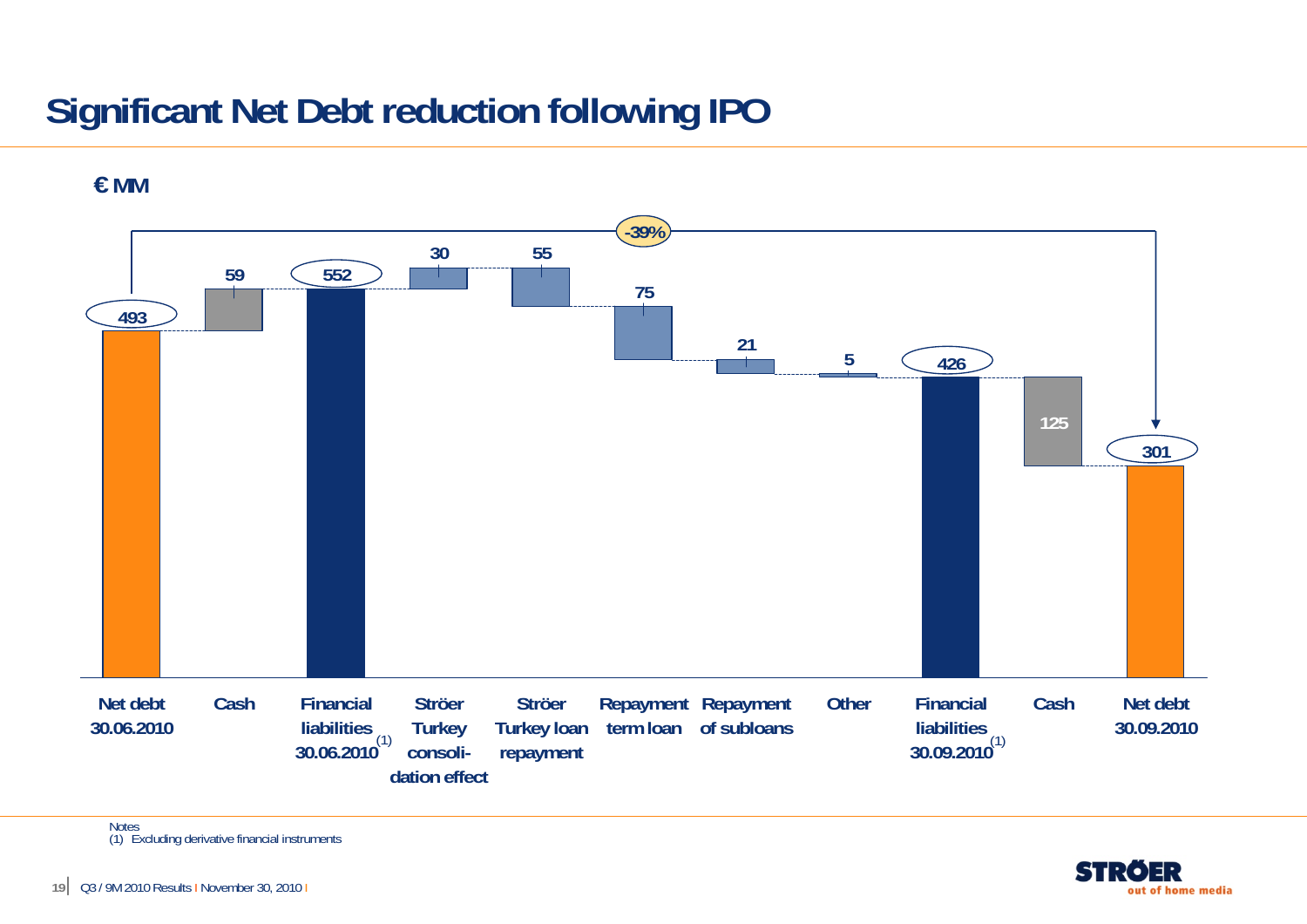# Significant Net Debt reduction following IPO

€ MM

| Item | Value |
|---|---|
| Net debt 30.06.2010 | 493 |
| Cash | 59 |
| Financial liabilities 30.06.2010 (1) | 552 |
| Ströer Turkey consolidation effect | 30 |
| Ströer Turkey loan repayment | 55 |
| Repayment term loan | 75 |
| Repayment of subloans | 21 |
| Other | 5 |
| Financial liabilities 30.09.2010 (1) | 426 |
| Cash | 125 |
| Net debt 30.09.2010 | 301 |

Net debt change: -39%

Notes
(1) Excluding derivative financial instruments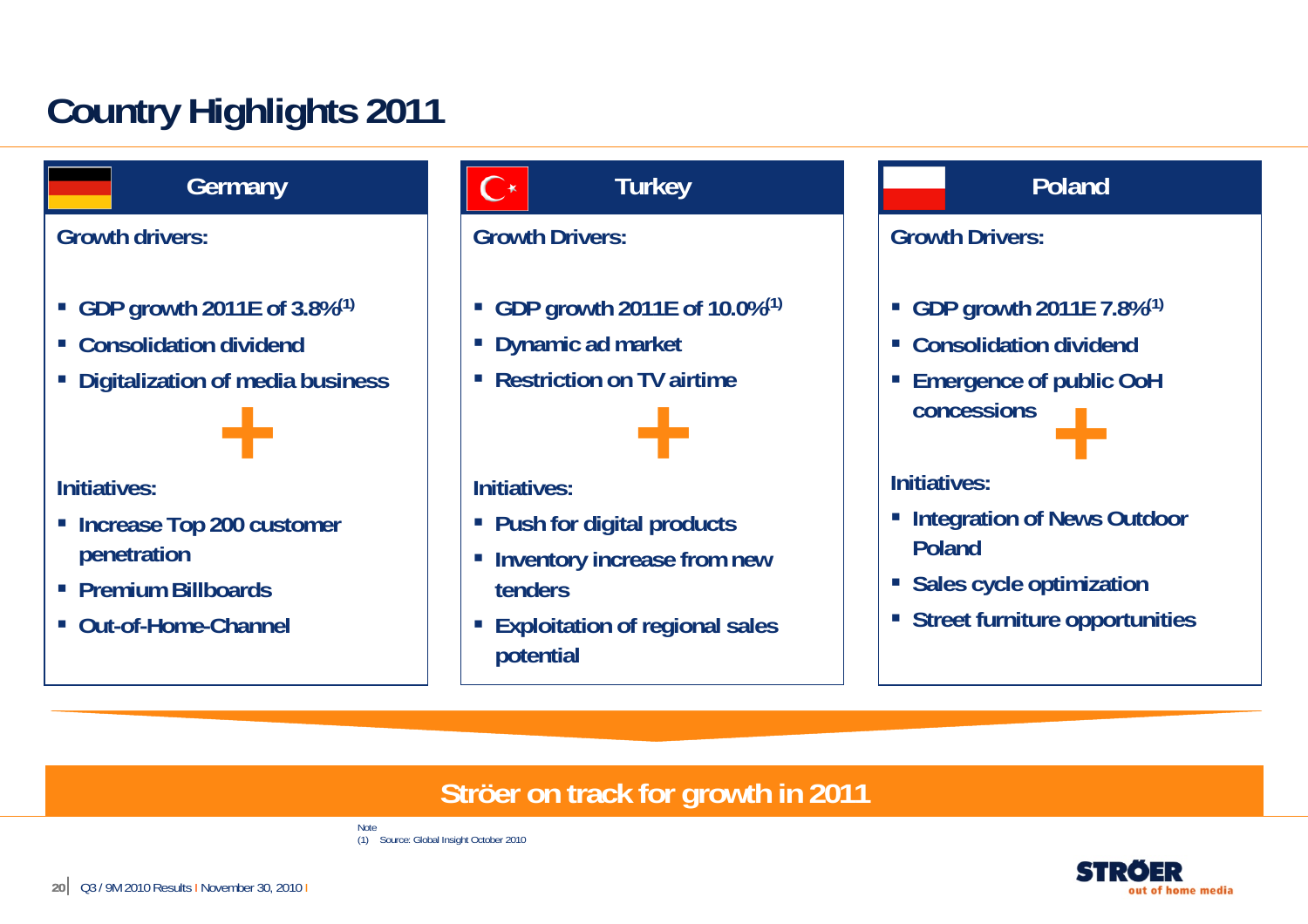# Country Highlights 2011

## Germany

**Growth drivers:**

- GDP growth 2011E of 3.8%[1]
- Consolidation dividend
- Digitalization of media business

+

**Initiatives:**

- Increase Top 200 customer penetration
- Premium Billboards
- Out-of-Home-Channel

## Turkey

**Growth Drivers:**

- GDP growth 2011E of 10.0%[1]
- Dynamic ad market
- Restriction on TV airtime

+

**Initiatives:**

- Push for digital products
- Inventory increase from new tenders
- Exploitation of regional sales potential

## Poland

**Growth Drivers:**

- GDP growth 2011E 7.8%[1]
- Consolidation dividend
- Emergence of public OoH concessions

+

**Initiatives:**

- Integration of News Outdoor Poland
- Sales cycle optimization
- Street furniture opportunities

**Ströer on track for growth in 2011**

Note
(1) Source: Global Insight October 2010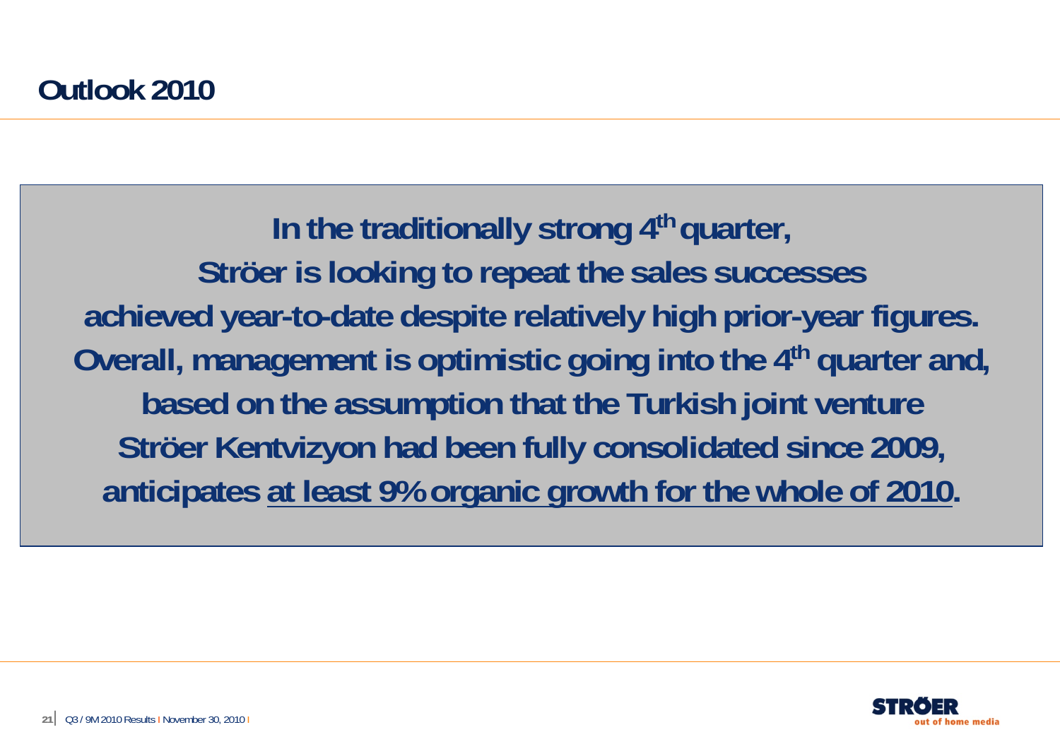# Outlook 2010

**In the traditionally strong 4th quarter,
Ströer is looking to repeat the sales successes
achieved year-to-date despite relatively high prior-year figures.
Overall, management is optimistic going into the 4th quarter and,
based on the assumption that the Turkish joint venture
Ströer Kentvizyon had been fully consolidated since 2009,
anticipates <u>at least 9% organic growth for the whole of 2010</u>.**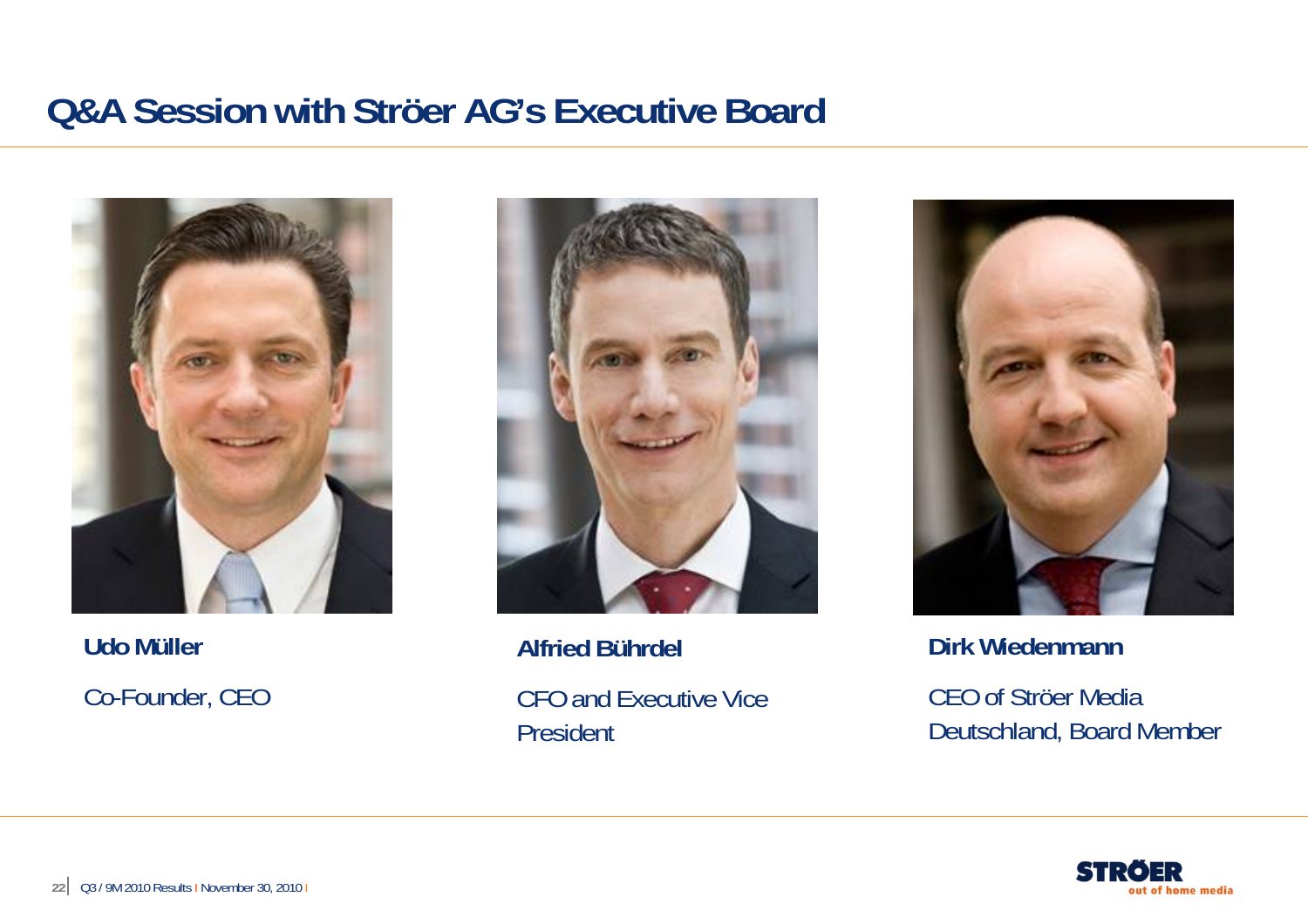# Q&A Session with Ströer AG's Executive Board

**Udo Müller**

Co-Founder, CEO

**Alfried Bührdel**

CFO and Executive Vice President

**Dirk Wiedenmann**

CEO of Ströer Media Deutschland, Board Member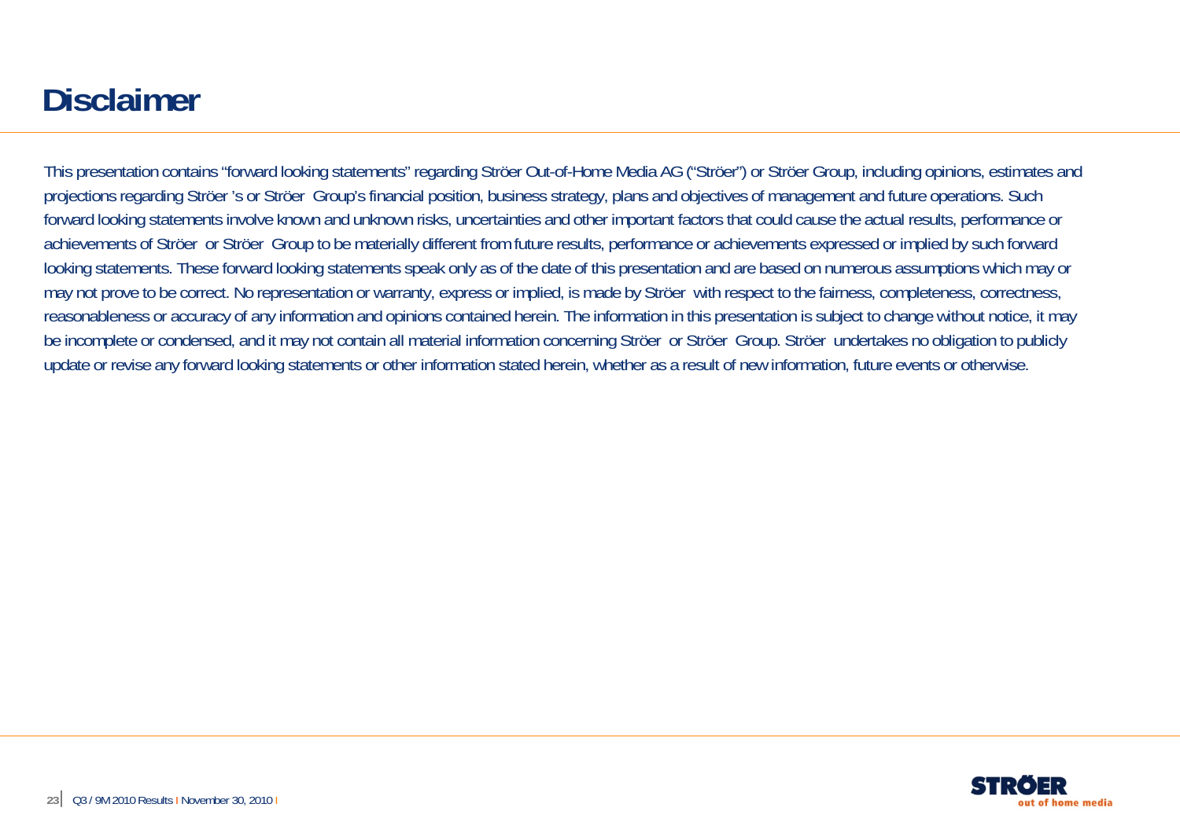# Disclaimer

This presentation contains "forward looking statements" regarding Ströer Out-of-Home Media AG ("Ströer") or Ströer Group, including opinions, estimates and projections regarding Ströer 's or Ströer Group's financial position, business strategy, plans and objectives of management and future operations. Such forward looking statements involve known and unknown risks, uncertainties and other important factors that could cause the actual results, performance or achievements of Ströer or Ströer Group to be materially different from future results, performance or achievements expressed or implied by such forward looking statements. These forward looking statements speak only as of the date of this presentation and are based on numerous assumptions which may or may not prove to be correct. No representation or warranty, express or implied, is made by Ströer with respect to the fairness, completeness, correctness, reasonableness or accuracy of any information and opinions contained herein. The information in this presentation is subject to change without notice, it may be incomplete or condensed, and it may not contain all material information concerning Ströer or Ströer Group. Ströer undertakes no obligation to publicly update or revise any forward looking statements or other information stated herein, whether as a result of new information, future events or otherwise.